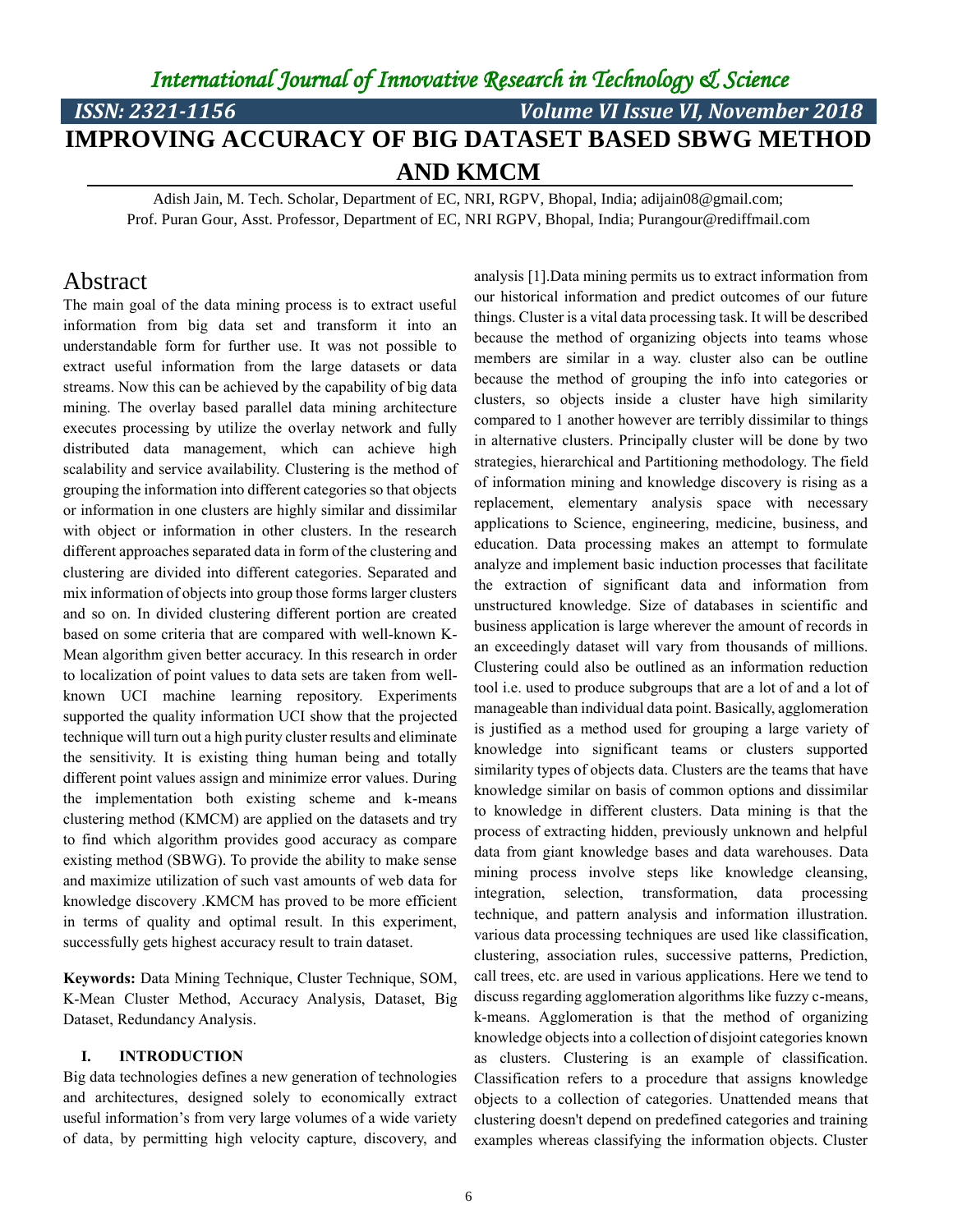# IMPROVING ACCURACY OF BIG DATASET BASED SBWG METHOD AND KMCM

Adish Jain, M. Tech. Scholar, Department of EC, NRI, RGPV, Bhopal, India; adijain08@gmail.com;
Prof. Puran Gour, Asst. Professor, Department of EC, NRI RGPV, Bhopal, India; Purangour@rediffmail.com

## Abstract

The main goal of the data mining process is to extract useful information from big data set and transform it into an understandable form for further use. It was not possible to extract useful information from the large datasets or data streams. Now this can be achieved by the capability of big data mining. The overlay based parallel data mining architecture executes processing by utilize the overlay network and fully distributed data management, which can achieve high scalability and service availability. Clustering is the method of grouping the information into different categories so that objects or information in one clusters are highly similar and dissimilar with object or information in other clusters. In the research different approaches separated data in form of the clustering and clustering are divided into different categories. Separated and mix information of objects into group those forms larger clusters and so on. In divided clustering different portion are created based on some criteria that are compared with well-known K-Mean algorithm given better accuracy. In this research in order to localization of point values to data sets are taken from well-known UCI machine learning repository. Experiments supported the quality information UCI show that the projected technique will turn out a high purity cluster results and eliminate the sensitivity. It is existing thing human being and totally different point values assign and minimize error values. During the implementation both existing scheme and k-means clustering method (KMCM) are applied on the datasets and try to find which algorithm provides good accuracy as compare existing method (SBWG). To provide the ability to make sense and maximize utilization of such vast amounts of web data for knowledge discovery .KMCM has proved to be more efficient in terms of quality and optimal result. In this experiment, successfully gets highest accuracy result to train dataset.

**Keywords:** Data Mining Technique, Cluster Technique, SOM, K-Mean Cluster Method, Accuracy Analysis, Dataset, Big Dataset, Redundancy Analysis.

### I. INTRODUCTION

Big data technologies defines a new generation of technologies and architectures, designed solely to economically extract useful information's from very large volumes of a wide variety of data, by permitting high velocity capture, discovery, and analysis [1].Data mining permits us to extract information from our historical information and predict outcomes of our future things. Cluster is a vital data processing task. It will be described because the method of organizing objects into teams whose members are similar in a way. cluster also can be outline because the method of grouping the info into categories or clusters, so objects inside a cluster have high similarity compared to 1 another however are terribly dissimilar to things in alternative clusters. Principally cluster will be done by two strategies, hierarchical and Partitioning methodology. The field of information mining and knowledge discovery is rising as a replacement, elementary analysis space with necessary applications to Science, engineering, medicine, business, and education. Data processing makes an attempt to formulate analyze and implement basic induction processes that facilitate the extraction of significant data and information from unstructured knowledge. Size of databases in scientific and business application is large wherever the amount of records in an exceedingly dataset will vary from thousands of millions. Clustering could also be outlined as an information reduction tool i.e. used to produce subgroups that are a lot of and a lot of manageable than individual data point. Basically, agglomeration is justified as a method used for grouping a large variety of knowledge into significant teams or clusters supported similarity types of objects data. Clusters are the teams that have knowledge similar on basis of common options and dissimilar to knowledge in different clusters. Data mining is that the process of extracting hidden, previously unknown and helpful data from giant knowledge bases and data warehouses. Data mining process involve steps like knowledge cleansing, integration, selection, transformation, data processing technique, and pattern analysis and information illustration. various data processing techniques are used like classification, clustering, association rules, successive patterns, Prediction, call trees, etc. are used in various applications. Here we tend to discuss regarding agglomeration algorithms like fuzzy c-means, k-means. Agglomeration is that the method of organizing knowledge objects into a collection of disjoint categories known as clusters. Clustering is an example of classification. Classification refers to a procedure that assigns knowledge objects to a collection of categories. Unattended means that clustering doesn't depend on predefined categories and training examples whereas classifying the information objects. Cluster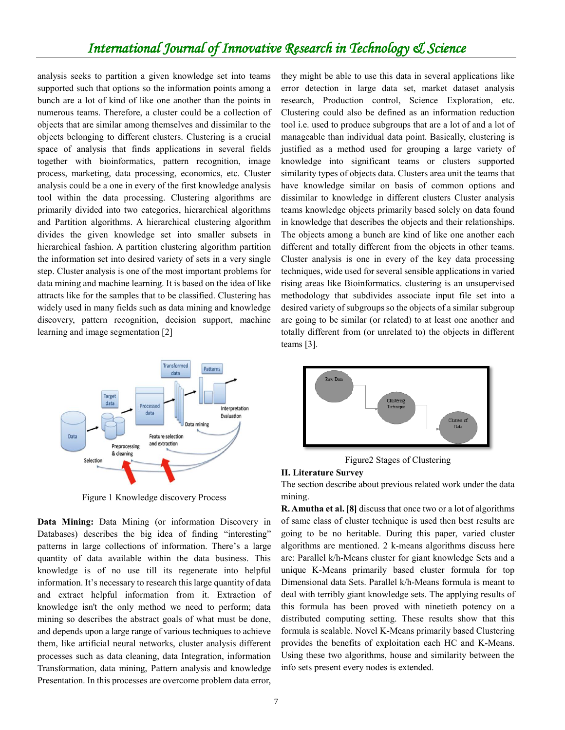analysis seeks to partition a given knowledge set into teams supported such that options so the information points among a bunch are a lot of kind of like one another than the points in numerous teams. Therefore, a cluster could be a collection of objects that are similar among themselves and dissimilar to the objects belonging to different clusters. Clustering is a crucial space of analysis that finds applications in several fields together with bioinformatics, pattern recognition, image process, marketing, data processing, economics, etc. Cluster analysis could be a one in every of the first knowledge analysis tool within the data processing. Clustering algorithms are primarily divided into two categories, hierarchical algorithms and Partition algorithms. A hierarchical clustering algorithm divides the given knowledge set into smaller subsets in hierarchical fashion. A partition clustering algorithm partition the information set into desired variety of sets in a very single step. Cluster analysis is one of the most important problems for data mining and machine learning. It is based on the idea of like attracts like for the samples that to be classified. Clustering has widely used in many fields such as data mining and knowledge discovery, pattern recognition, decision support, machine learning and image segmentation [2]

Figure 1 Knowledge discovery Process

**Data Mining:** Data Mining (or information Discovery in Databases) describes the big idea of finding "interesting" patterns in large collections of information. There's a large quantity of data available within the data business. This knowledge is of no use till its regenerate into helpful information. It's necessary to research this large quantity of data and extract helpful information from it. Extraction of knowledge isn't the only method we need to perform; data mining so describes the abstract goals of what must be done, and depends upon a large range of various techniques to achieve them, like artificial neural networks, cluster analysis different processes such as data cleaning, data Integration, information Transformation, data mining, Pattern analysis and knowledge Presentation. In this processes are overcome problem data error, they might be able to use this data in several applications like error detection in large data set, market dataset analysis research, Production control, Science Exploration, etc. Clustering could also be defined as an information reduction tool i.e. used to produce subgroups that are a lot of and a lot of manageable than individual data point. Basically, clustering is justified as a method used for grouping a large variety of knowledge into significant teams or clusters supported similarity types of objects data. Clusters area unit the teams that have knowledge similar on basis of common options and dissimilar to knowledge in different clusters Cluster analysis teams knowledge objects primarily based solely on data found in knowledge that describes the objects and their relationships. The objects among a bunch are kind of like one another each different and totally different from the objects in other teams. Cluster analysis is one in every of the key data processing techniques, wide used for several sensible applications in varied rising areas like Bioinformatics. clustering is an unsupervised methodology that subdivides associate input file set into a desired variety of subgroups so the objects of a similar subgroup are going to be similar (or related) to at least one another and totally different from (or unrelated to) the objects in different teams [3].

Figure2 Stages of Clustering

## II. Literature Survey

The section describe about previous related work under the data mining.

**R. Amutha et al. [8]** discuss that once two or a lot of algorithms of same class of cluster technique is used then best results are going to be no heritable. During this paper, varied cluster algorithms are mentioned. 2 k-means algorithms discuss here are: Parallel k/h-Means cluster for giant knowledge Sets and a unique K-Means primarily based cluster formula for top Dimensional data Sets. Parallel k/h-Means formula is meant to deal with terribly giant knowledge sets. The applying results of this formula has been proved with ninetieth potency on a distributed computing setting. These results show that this formula is scalable. Novel K-Means primarily based Clustering provides the benefits of exploitation each HC and K-Means. Using these two algorithms, house and similarity between the info sets present every nodes is extended.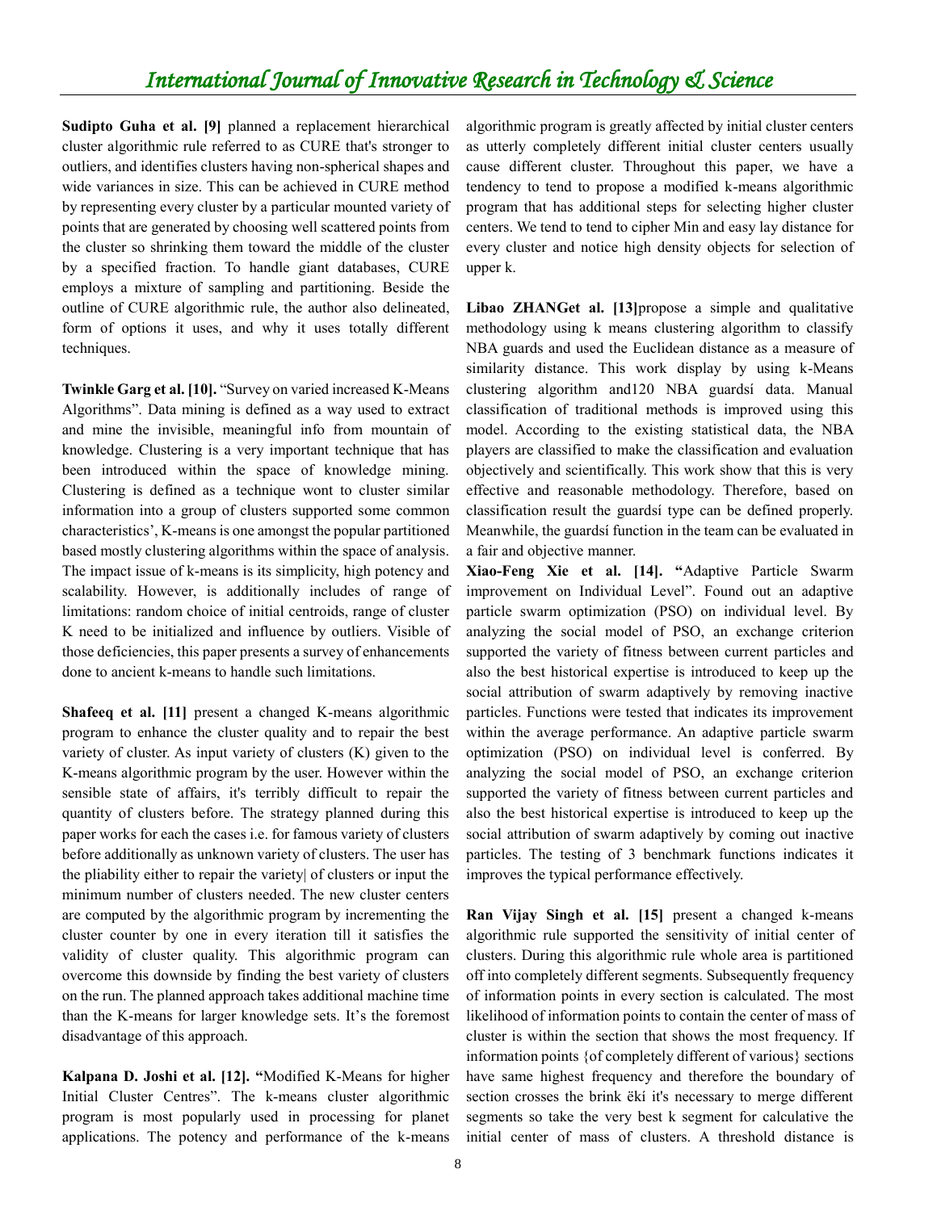**Sudipto Guha et al. [9]** planned a replacement hierarchical cluster algorithmic rule referred to as CURE that's stronger to outliers, and identifies clusters having non-spherical shapes and wide variances in size. This can be achieved in CURE method by representing every cluster by a particular mounted variety of points that are generated by choosing well scattered points from the cluster so shrinking them toward the middle of the cluster by a specified fraction. To handle giant databases, CURE employs a mixture of sampling and partitioning. Beside the outline of CURE algorithmic rule, the author also delineated, form of options it uses, and why it uses totally different techniques.

**Twinkle Garg et al. [10].** "Survey on varied increased K-Means Algorithms". Data mining is defined as a way used to extract and mine the invisible, meaningful info from mountain of knowledge. Clustering is a very important technique that has been introduced within the space of knowledge mining. Clustering is defined as a technique wont to cluster similar information into a group of clusters supported some common characteristics', K-means is one amongst the popular partitioned based mostly clustering algorithms within the space of analysis. The impact issue of k-means is its simplicity, high potency and scalability. However, is additionally includes of range of limitations: random choice of initial centroids, range of cluster K need to be initialized and influence by outliers. Visible of those deficiencies, this paper presents a survey of enhancements done to ancient k-means to handle such limitations.

**Shafeeq et al. [11]** present a changed K-means algorithmic program to enhance the cluster quality and to repair the best variety of cluster. As input variety of clusters (K) given to the K-means algorithmic program by the user. However within the sensible state of affairs, it's terribly difficult to repair the quantity of clusters before. The strategy planned during this paper works for each the cases i.e. for famous variety of clusters before additionally as unknown variety of clusters. The user has the pliability either to repair the variety| of clusters or input the minimum number of clusters needed. The new cluster centers are computed by the algorithmic program by incrementing the cluster counter by one in every iteration till it satisfies the validity of cluster quality. This algorithmic program can overcome this downside by finding the best variety of clusters on the run. The planned approach takes additional machine time than the K-means for larger knowledge sets. It's the foremost disadvantage of this approach.

**Kalpana D. Joshi et al. [12]. "**Modified K-Means for higher Initial Cluster Centres". The k-means cluster algorithmic program is most popularly used in processing for planet applications. The potency and performance of the k-means algorithmic program is greatly affected by initial cluster centers as utterly completely different initial cluster centers usually cause different cluster. Throughout this paper, we have a tendency to tend to propose a modified k-means algorithmic program that has additional steps for selecting higher cluster centers. We tend to tend to cipher Min and easy lay distance for every cluster and notice high density objects for selection of upper k.

**Libao ZHANGet al. [13]**propose a simple and qualitative methodology using k means clustering algorithm to classify NBA guards and used the Euclidean distance as a measure of similarity distance. This work display by using k-Means clustering algorithm and120 NBA guardsí data. Manual classification of traditional methods is improved using this model. According to the existing statistical data, the NBA players are classified to make the classification and evaluation objectively and scientifically. This work show that this is very effective and reasonable methodology. Therefore, based on classification result the guardsí type can be defined properly. Meanwhile, the guardsí function in the team can be evaluated in a fair and objective manner.

**Xiao-Feng Xie et al. [14]. "**Adaptive Particle Swarm improvement on Individual Level". Found out an adaptive particle swarm optimization (PSO) on individual level. By analyzing the social model of PSO, an exchange criterion supported the variety of fitness between current particles and also the best historical expertise is introduced to keep up the social attribution of swarm adaptively by removing inactive particles. Functions were tested that indicates its improvement within the average performance. An adaptive particle swarm optimization (PSO) on individual level is conferred. By analyzing the social model of PSO, an exchange criterion supported the variety of fitness between current particles and also the best historical expertise is introduced to keep up the social attribution of swarm adaptively by coming out inactive particles. The testing of 3 benchmark functions indicates it improves the typical performance effectively.

**Ran Vijay Singh et al. [15]** present a changed k-means algorithmic rule supported the sensitivity of initial center of clusters. During this algorithmic rule whole area is partitioned off into completely different segments. Subsequently frequency of information points in every section is calculated. The most likelihood of information points to contain the center of mass of cluster is within the section that shows the most frequency. If information points {of completely different of various} sections have same highest frequency and therefore the boundary of section crosses the brink ëkí it's necessary to merge different segments so take the very best k segment for calculative the initial center of mass of clusters. A threshold distance is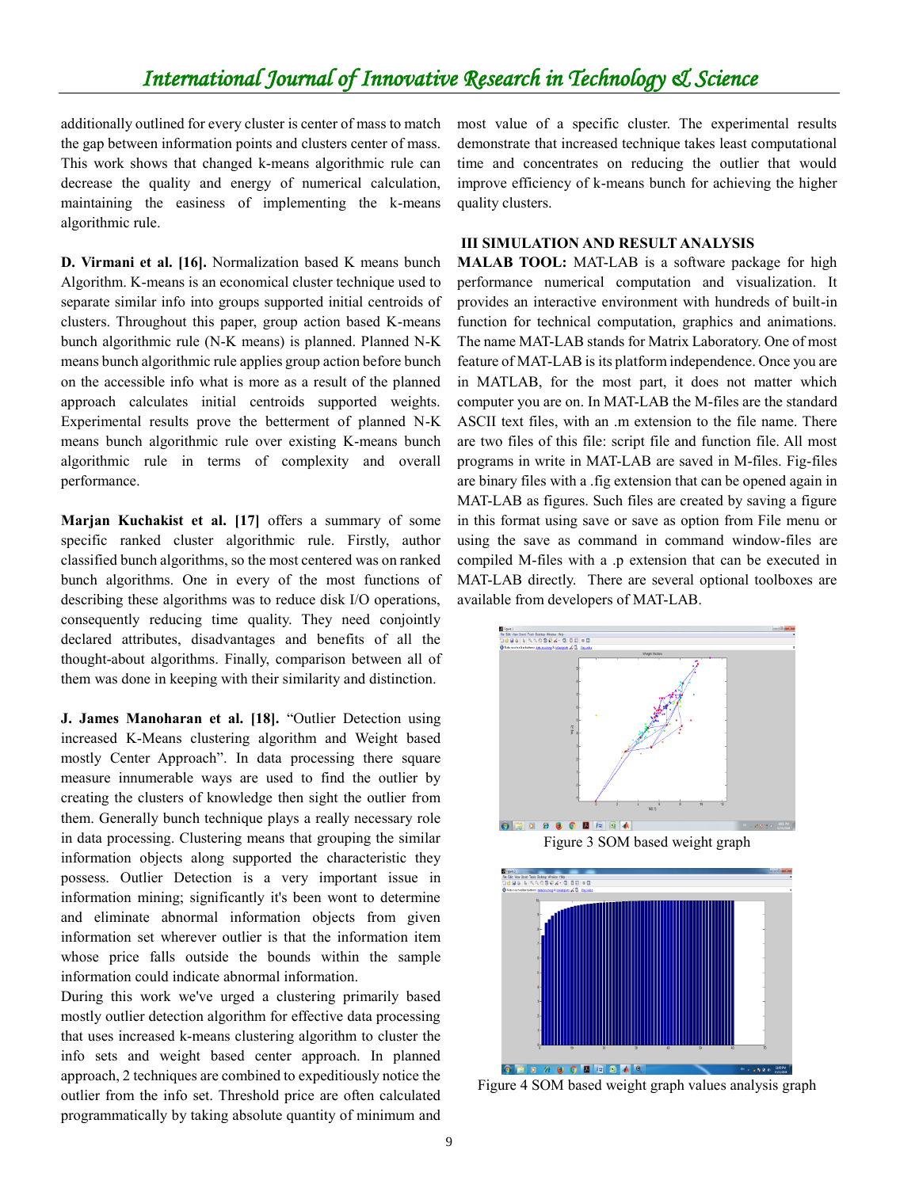additionally outlined for every cluster is center of mass to match the gap between information points and clusters center of mass. This work shows that changed k-means algorithmic rule can decrease the quality and energy of numerical calculation, maintaining the easiness of implementing the k-means algorithmic rule.

**D. Virmani et al. [16].** Normalization based K means bunch Algorithm. K-means is an economical cluster technique used to separate similar info into groups supported initial centroids of clusters. Throughout this paper, group action based K-means bunch algorithmic rule (N-K means) is planned. Planned N-K means bunch algorithmic rule applies group action before bunch on the accessible info what is more as a result of the planned approach calculates initial centroids supported weights. Experimental results prove the betterment of planned N-K means bunch algorithmic rule over existing K-means bunch algorithmic rule in terms of complexity and overall performance.

**Marjan Kuchakist et al. [17]** offers a summary of some specific ranked cluster algorithmic rule. Firstly, author classified bunch algorithms, so the most centered was on ranked bunch algorithms. One in every of the most functions of describing these algorithms was to reduce disk I/O operations, consequently reducing time quality. They need conjointly declared attributes, disadvantages and benefits of all the thought-about algorithms. Finally, comparison between all of them was done in keeping with their similarity and distinction.

**J. James Manoharan et al. [18].** "Outlier Detection using increased K-Means clustering algorithm and Weight based mostly Center Approach". In data processing there square measure innumerable ways are used to find the outlier by creating the clusters of knowledge then sight the outlier from them. Generally bunch technique plays a really necessary role in data processing. Clustering means that grouping the similar information objects along supported the characteristic they possess. Outlier Detection is a very important issue in information mining; significantly it's been wont to determine and eliminate abnormal information objects from given information set wherever outlier is that the information item whose price falls outside the bounds within the sample information could indicate abnormal information.

During this work we've urged a clustering primarily based mostly outlier detection algorithm for effective data processing that uses increased k-means clustering algorithm to cluster the info sets and weight based center approach. In planned approach, 2 techniques are combined to expeditiously notice the outlier from the info set. Threshold price are often calculated programmatically by taking absolute quantity of minimum and most value of a specific cluster. The experimental results demonstrate that increased technique takes least computational time and concentrates on reducing the outlier that would improve efficiency of k-means bunch for achieving the higher quality clusters.

## III SIMULATION AND RESULT ANALYSIS

**MALAB TOOL:** MAT-LAB is a software package for high performance numerical computation and visualization. It provides an interactive environment with hundreds of built-in function for technical computation, graphics and animations. The name MAT-LAB stands for Matrix Laboratory. One of most feature of MAT-LAB is its platform independence. Once you are in MATLAB, for the most part, it does not matter which computer you are on. In MAT-LAB the M-files are the standard ASCII text files, with an .m extension to the file name. There are two files of this file: script file and function file. All most programs in write in MAT-LAB are saved in M-files. Fig-files are binary files with a .fig extension that can be opened again in MAT-LAB as figures. Such files are created by saving a figure in this format using save or save as option from File menu or using the save as command in command window-files are compiled M-files with a .p extension that can be executed in MAT-LAB directly. There are several optional toolboxes are available from developers of MAT-LAB.

Figure 3 SOM based weight graph

Figure 4 SOM based weight graph values analysis graph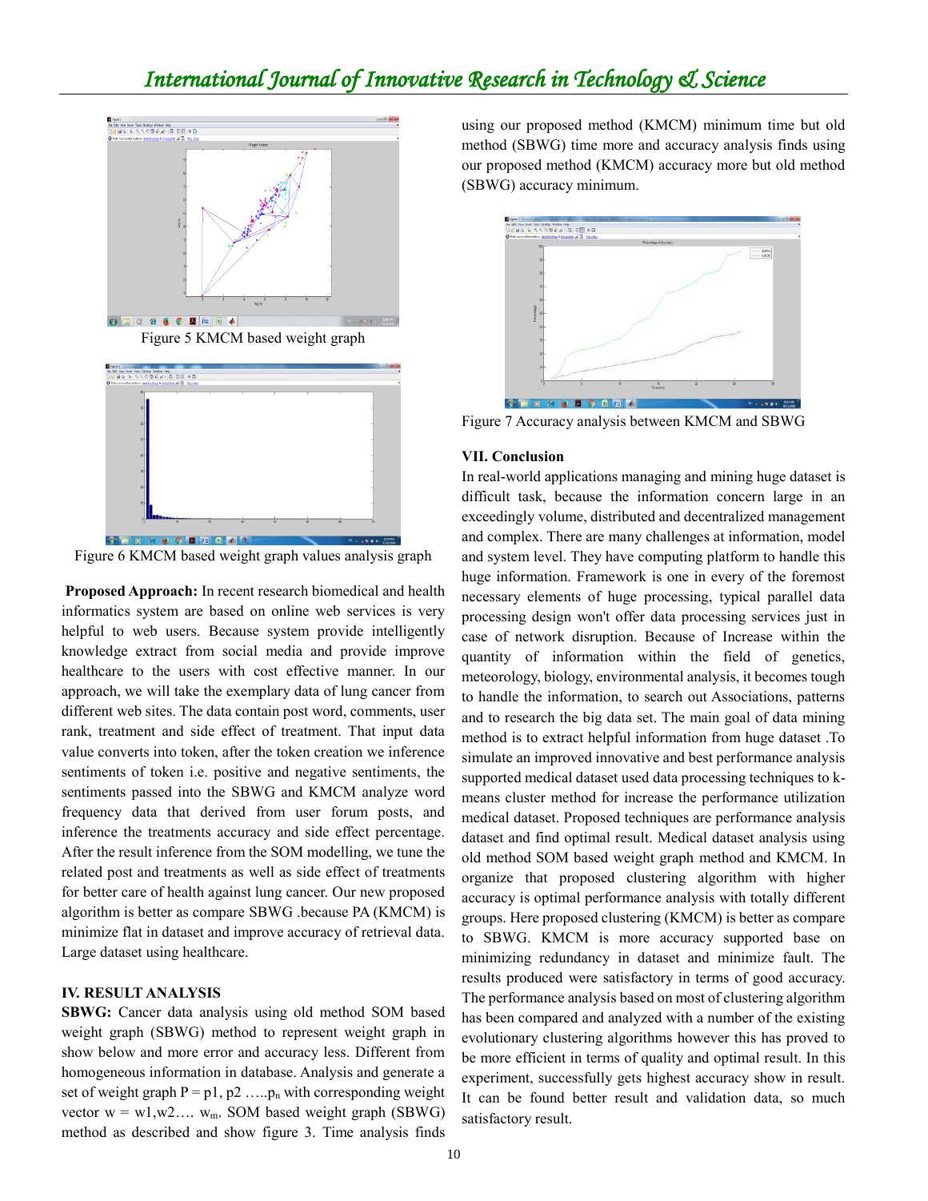Figure 5 KMCM based weight graph

Figure 6 KMCM based weight graph values analysis graph

**Proposed Approach:** In recent research biomedical and health informatics system are based on online web services is very helpful to web users. Because system provide intelligently knowledge extract from social media and provide improve healthcare to the users with cost effective manner. In our approach, we will take the exemplary data of lung cancer from different web sites. The data contain post word, comments, user rank, treatment and side effect of treatment. That input data value converts into token, after the token creation we inference sentiments of token i.e. positive and negative sentiments, the sentiments passed into the SBWG and KMCM analyze word frequency data that derived from user forum posts, and inference the treatments accuracy and side effect percentage. After the result inference from the SOM modelling, we tune the related post and treatments as well as side effect of treatments for better care of health against lung cancer. Our new proposed algorithm is better as compare SBWG .because PA (KMCM) is minimize flat in dataset and improve accuracy of retrieval data. Large dataset using healthcare.

## IV. RESULT ANALYSIS

**SBWG:** Cancer data analysis using old method SOM based weight graph (SBWG) method to represent weight graph in show below and more error and accuracy less. Different from homogeneous information in database. Analysis and generate a set of weight graph $P = p1, p2 \ldots.. p_n$ with corresponding weight vector $w = w1, w2\ldots.\ w_m$. SOM based weight graph (SBWG) method as described and show figure 3. Time analysis finds using our proposed method (KMCM) minimum time but old method (SBWG) time more and accuracy analysis finds using our proposed method (KMCM) accuracy more but old method (SBWG) accuracy minimum.

Figure 7 Accuracy analysis between KMCM and SBWG

## VII. Conclusion

In real-world applications managing and mining huge dataset is difficult task, because the information concern large in an exceedingly volume, distributed and decentralized management and complex. There are many challenges at information, model and system level. They have computing platform to handle this huge information. Framework is one in every of the foremost necessary elements of huge processing, typical parallel data processing design won't offer data processing services just in case of network disruption. Because of Increase within the quantity of information within the field of genetics, meteorology, biology, environmental analysis, it becomes tough to handle the information, to search out Associations, patterns and to research the big data set. The main goal of data mining method is to extract helpful information from huge dataset .To simulate an improved innovative and best performance analysis supported medical dataset used data processing techniques to k-means cluster method for increase the performance utilization medical dataset. Proposed techniques are performance analysis dataset and find optimal result. Medical dataset analysis using old method SOM based weight graph method and KMCM. In organize that proposed clustering algorithm with higher accuracy is optimal performance analysis with totally different groups. Here proposed clustering (KMCM) is better as compare to SBWG. KMCM is more accuracy supported base on minimizing redundancy in dataset and minimize fault. The results produced were satisfactory in terms of good accuracy. The performance analysis based on most of clustering algorithm has been compared and analyzed with a number of the existing evolutionary clustering algorithms however this has proved to be more efficient in terms of quality and optimal result. In this experiment, successfully gets highest accuracy show in result. It can be found better result and validation data, so much satisfactory result.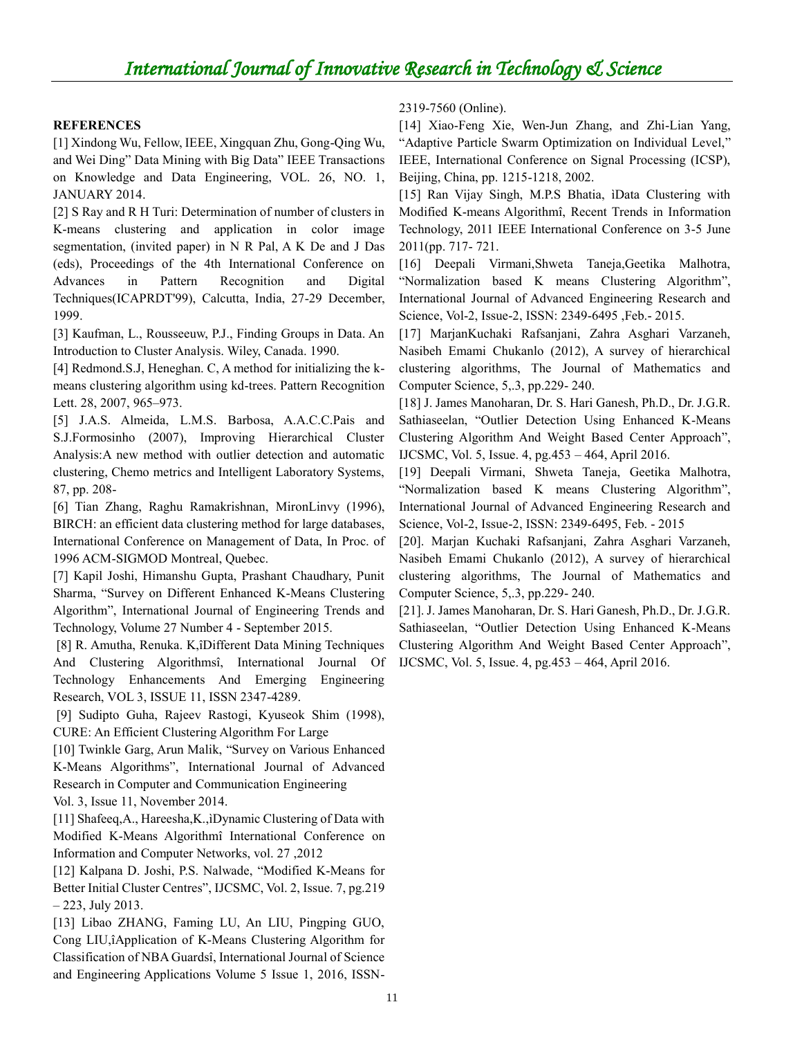**REFERENCES**

[1] Xindong Wu, Fellow, IEEE, Xingquan Zhu, Gong-Qing Wu, and Wei Ding" Data Mining with Big Data" IEEE Transactions on Knowledge and Data Engineering, VOL. 26, NO. 1, JANUARY 2014.

[2] S Ray and R H Turi: Determination of number of clusters in K-means clustering and application in color image segmentation, (invited paper) in N R Pal, A K De and J Das (eds), Proceedings of the 4th International Conference on Advances in Pattern Recognition and Digital Techniques(ICAPRDT'99), Calcutta, India, 27-29 December, 1999.

[3] Kaufman, L., Rousseeuw, P.J., Finding Groups in Data. An Introduction to Cluster Analysis. Wiley, Canada. 1990.

[4] Redmond.S.J, Heneghan. C, A method for initializing the k-means clustering algorithm using kd-trees. Pattern Recognition Lett. 28, 2007, 965–973.

[5] J.A.S. Almeida, L.M.S. Barbosa, A.A.C.C.Pais and S.J.Formosinho (2007), Improving Hierarchical Cluster Analysis:A new method with outlier detection and automatic clustering, Chemo metrics and Intelligent Laboratory Systems, 87, pp. 208-

[6] Tian Zhang, Raghu Ramakrishnan, MironLinvy (1996), BIRCH: an efficient data clustering method for large databases, International Conference on Management of Data, In Proc. of 1996 ACM-SIGMOD Montreal, Quebec.

[7] Kapil Joshi, Himanshu Gupta, Prashant Chaudhary, Punit Sharma, "Survey on Different Enhanced K-Means Clustering Algorithm", International Journal of Engineering Trends and Technology, Volume 27 Number 4 - September 2015.

[8] R. Amutha, Renuka. K,îDifferent Data Mining Techniques And Clustering Algorithmsî, International Journal Of Technology Enhancements And Emerging Engineering Research, VOL 3, ISSUE 11, ISSN 2347-4289.

[9] Sudipto Guha, Rajeev Rastogi, Kyuseok Shim (1998), CURE: An Efficient Clustering Algorithm For Large

[10] Twinkle Garg, Arun Malik, "Survey on Various Enhanced K-Means Algorithms", International Journal of Advanced Research in Computer and Communication Engineering Vol. 3, Issue 11, November 2014.

[11] Shafeeq,A., Hareesha,K.,ìDynamic Clustering of Data with Modified K-Means Algorithmî International Conference on Information and Computer Networks, vol. 27 ,2012

[12] Kalpana D. Joshi, P.S. Nalwade, "Modified K-Means for Better Initial Cluster Centres", IJCSMC, Vol. 2, Issue. 7, pg.219 – 223, July 2013.

[13] Libao ZHANG, Faming LU, An LIU, Pingping GUO, Cong LIU,îApplication of K-Means Clustering Algorithm for Classification of NBA Guardsî, International Journal of Science and Engineering Applications Volume 5 Issue 1, 2016, ISSN-2319-7560 (Online).

[14] Xiao-Feng Xie, Wen-Jun Zhang, and Zhi-Lian Yang, "Adaptive Particle Swarm Optimization on Individual Level," IEEE, International Conference on Signal Processing (ICSP), Beijing, China, pp. 1215-1218, 2002.

[15] Ran Vijay Singh, M.P.S Bhatia, ìData Clustering with Modified K-means Algorithmî, Recent Trends in Information Technology, 2011 IEEE International Conference on 3-5 June 2011(pp. 717- 721.

[16] Deepali Virmani,Shweta Taneja,Geetika Malhotra, "Normalization based K means Clustering Algorithm", International Journal of Advanced Engineering Research and Science, Vol-2, Issue-2, ISSN: 2349-6495 ,Feb.- 2015.

[17] MarjanKuchaki Rafsanjani, Zahra Asghari Varzaneh, Nasibeh Emami Chukanlo (2012), A survey of hierarchical clustering algorithms, The Journal of Mathematics and Computer Science, 5,.3, pp.229- 240.

[18] J. James Manoharan, Dr. S. Hari Ganesh, Ph.D., Dr. J.G.R. Sathiaseelan, "Outlier Detection Using Enhanced K-Means Clustering Algorithm And Weight Based Center Approach", IJCSMC, Vol. 5, Issue. 4, pg.453 – 464, April 2016.

[19] Deepali Virmani, Shweta Taneja, Geetika Malhotra, "Normalization based K means Clustering Algorithm", International Journal of Advanced Engineering Research and Science, Vol-2, Issue-2, ISSN: 2349-6495, Feb. - 2015

[20]. Marjan Kuchaki Rafsanjani, Zahra Asghari Varzaneh, Nasibeh Emami Chukanlo (2012), A survey of hierarchical clustering algorithms, The Journal of Mathematics and Computer Science, 5,.3, pp.229- 240.

[21]. J. James Manoharan, Dr. S. Hari Ganesh, Ph.D., Dr. J.G.R. Sathiaseelan, "Outlier Detection Using Enhanced K-Means Clustering Algorithm And Weight Based Center Approach", IJCSMC, Vol. 5, Issue. 4, pg.453 – 464, April 2016.